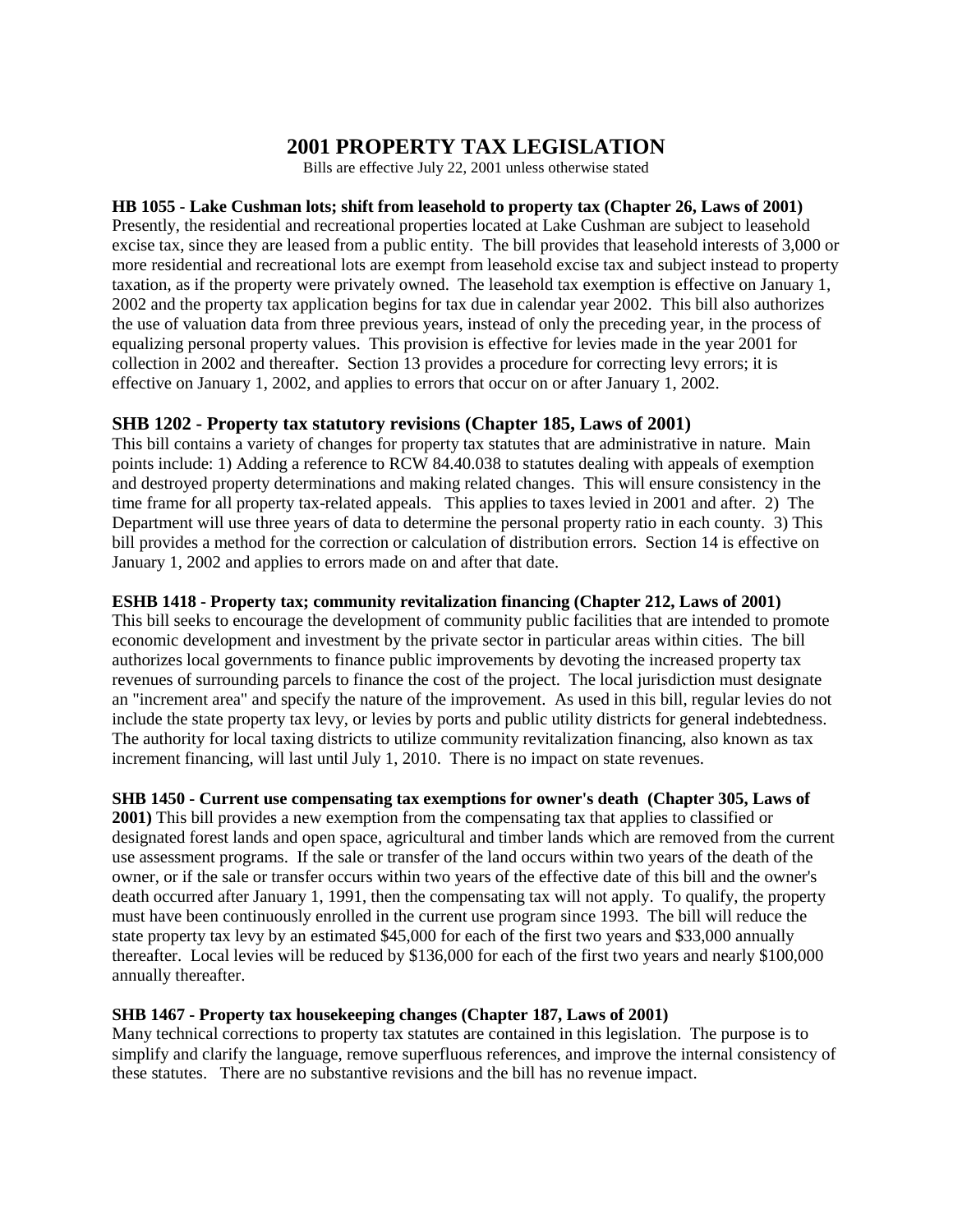# 2001 PROPERTY TAX LEGISLATION

Bills are effective July 22, 2001 unless otherwise stated

**HB 1055 - Lake Cushman lots; shift from leasehold to property tax (Chapter 26, Laws of 2001)**
Presently, the residential and recreational properties located at Lake Cushman are subject to leasehold excise tax, since they are leased from a public entity. The bill provides that leasehold interests of 3,000 or more residential and recreational lots are exempt from leasehold excise tax and subject instead to property taxation, as if the property were privately owned. The leasehold tax exemption is effective on January 1, 2002 and the property tax application begins for tax due in calendar year 2002. This bill also authorizes the use of valuation data from three previous years, instead of only the preceding year, in the process of equalizing personal property values. This provision is effective for levies made in the year 2001 for collection in 2002 and thereafter. Section 13 provides a procedure for correcting levy errors; it is effective on January 1, 2002, and applies to errors that occur on or after January 1, 2002.

**SHB 1202 - Property tax statutory revisions (Chapter 185, Laws of 2001)**
This bill contains a variety of changes for property tax statutes that are administrative in nature. Main points include: 1) Adding a reference to RCW 84.40.038 to statutes dealing with appeals of exemption and destroyed property determinations and making related changes. This will ensure consistency in the time frame for all property tax-related appeals. This applies to taxes levied in 2001 and after. 2) The Department will use three years of data to determine the personal property ratio in each county. 3) This bill provides a method for the correction or calculation of distribution errors. Section 14 is effective on January 1, 2002 and applies to errors made on and after that date.

**ESHB 1418 - Property tax; community revitalization financing (Chapter 212, Laws of 2001)**
This bill seeks to encourage the development of community public facilities that are intended to promote economic development and investment by the private sector in particular areas within cities. The bill authorizes local governments to finance public improvements by devoting the increased property tax revenues of surrounding parcels to finance the cost of the project. The local jurisdiction must designate an "increment area" and specify the nature of the improvement. As used in this bill, regular levies do not include the state property tax levy, or levies by ports and public utility districts for general indebtedness. The authority for local taxing districts to utilize community revitalization financing, also known as tax increment financing, will last until July 1, 2010. There is no impact on state revenues.

**SHB 1450 - Current use compensating tax exemptions for owner's death (Chapter 305, Laws of 2001)** This bill provides a new exemption from the compensating tax that applies to classified or designated forest lands and open space, agricultural and timber lands which are removed from the current use assessment programs. If the sale or transfer of the land occurs within two years of the death of the owner, or if the sale or transfer occurs within two years of the effective date of this bill and the owner's death occurred after January 1, 1991, then the compensating tax will not apply. To qualify, the property must have been continuously enrolled in the current use program since 1993. The bill will reduce the state property tax levy by an estimated $45,000 for each of the first two years and $33,000 annually thereafter. Local levies will be reduced by $136,000 for each of the first two years and nearly $100,000 annually thereafter.

**SHB 1467 - Property tax housekeeping changes (Chapter 187, Laws of 2001)**
Many technical corrections to property tax statutes are contained in this legislation. The purpose is to simplify and clarify the language, remove superfluous references, and improve the internal consistency of these statutes. There are no substantive revisions and the bill has no revenue impact.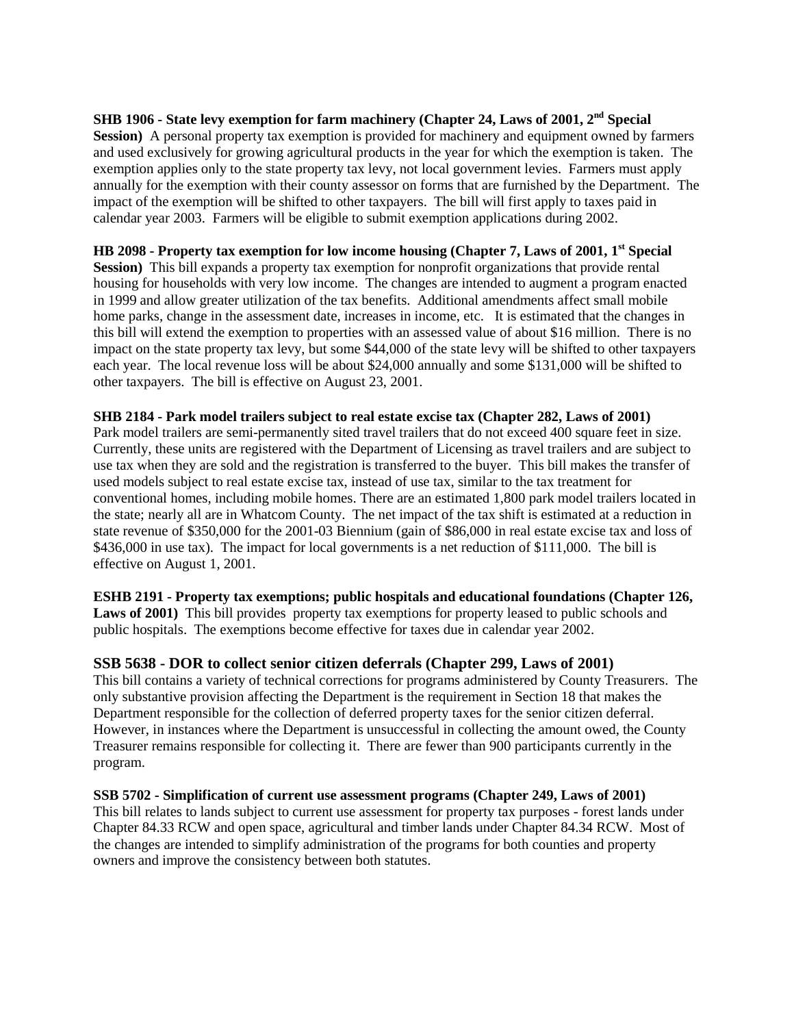**SHB 1906 - State levy exemption for farm machinery (Chapter 24, Laws of 2001, 2nd Special Session)** A personal property tax exemption is provided for machinery and equipment owned by farmers and used exclusively for growing agricultural products in the year for which the exemption is taken. The exemption applies only to the state property tax levy, not local government levies. Farmers must apply annually for the exemption with their county assessor on forms that are furnished by the Department. The impact of the exemption will be shifted to other taxpayers. The bill will first apply to taxes paid in calendar year 2003. Farmers will be eligible to submit exemption applications during 2002.

**HB 2098 - Property tax exemption for low income housing (Chapter 7, Laws of 2001, 1st Special Session)** This bill expands a property tax exemption for nonprofit organizations that provide rental housing for households with very low income. The changes are intended to augment a program enacted in 1999 and allow greater utilization of the tax benefits. Additional amendments affect small mobile home parks, change in the assessment date, increases in income, etc. It is estimated that the changes in this bill will extend the exemption to properties with an assessed value of about $16 million. There is no impact on the state property tax levy, but some $44,000 of the state levy will be shifted to other taxpayers each year. The local revenue loss will be about $24,000 annually and some $131,000 will be shifted to other taxpayers. The bill is effective on August 23, 2001.

**SHB 2184 - Park model trailers subject to real estate excise tax (Chapter 282, Laws of 2001)**
Park model trailers are semi-permanently sited travel trailers that do not exceed 400 square feet in size. Currently, these units are registered with the Department of Licensing as travel trailers and are subject to use tax when they are sold and the registration is transferred to the buyer. This bill makes the transfer of used models subject to real estate excise tax, instead of use tax, similar to the tax treatment for conventional homes, including mobile homes. There are an estimated 1,800 park model trailers located in the state; nearly all are in Whatcom County. The net impact of the tax shift is estimated at a reduction in state revenue of $350,000 for the 2001-03 Biennium (gain of $86,000 in real estate excise tax and loss of $436,000 in use tax). The impact for local governments is a net reduction of $111,000. The bill is effective on August 1, 2001.

**ESHB 2191 - Property tax exemptions; public hospitals and educational foundations (Chapter 126, Laws of 2001)** This bill provides property tax exemptions for property leased to public schools and public hospitals. The exemptions become effective for taxes due in calendar year 2002.

**SSB 5638 - DOR to collect senior citizen deferrals (Chapter 299, Laws of 2001)**
This bill contains a variety of technical corrections for programs administered by County Treasurers. The only substantive provision affecting the Department is the requirement in Section 18 that makes the Department responsible for the collection of deferred property taxes for the senior citizen deferral. However, in instances where the Department is unsuccessful in collecting the amount owed, the County Treasurer remains responsible for collecting it. There are fewer than 900 participants currently in the program.

**SSB 5702 - Simplification of current use assessment programs (Chapter 249, Laws of 2001)**
This bill relates to lands subject to current use assessment for property tax purposes - forest lands under Chapter 84.33 RCW and open space, agricultural and timber lands under Chapter 84.34 RCW. Most of the changes are intended to simplify administration of the programs for both counties and property owners and improve the consistency between both statutes.